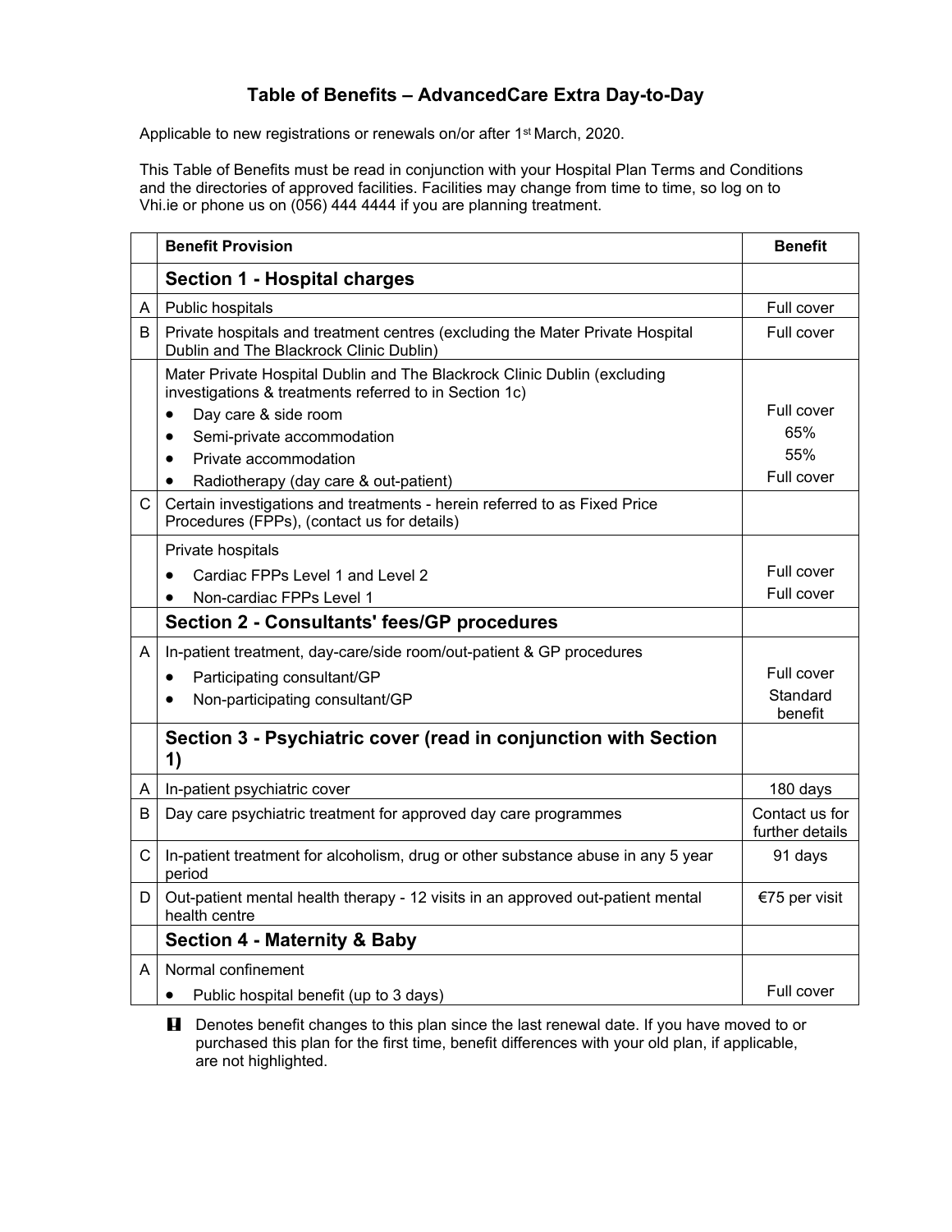# Table of Benefits – AdvancedCare Extra Day-to-Day

Applicable to new registrations or renewals on/or after 1st March, 2020.

This Table of Benefits must be read in conjunction with your Hospital Plan Terms and Conditions and the directories of approved facilities. Facilities may change from time to time, so log on to Vhi.ie or phone us on (056) 444 4444 if you are planning treatment.

| | Benefit Provision | Benefit |
|---|---|---|
| | **Section 1 - Hospital charges** | |
| A | Public hospitals | Full cover |
| B | Private hospitals and treatment centres (excluding the Mater Private Hospital Dublin and The Blackrock Clinic Dublin) | Full cover |
| | Mater Private Hospital Dublin and The Blackrock Clinic Dublin (excluding investigations & treatments referred to in Section 1c) | |
| | • Day care & side room | Full cover |
| | • Semi-private accommodation | 65% |
| | • Private accommodation | 55% |
| | • Radiotherapy (day care & out-patient) | Full cover |
| C | Certain investigations and treatments - herein referred to as Fixed Price Procedures (FPPs), (contact us for details) | |
| | Private hospitals | |
| | • Cardiac FPPs Level 1 and Level 2 | Full cover |
| | • Non-cardiac FPPs Level 1 | Full cover |
| | **Section 2 - Consultants' fees/GP procedures** | |
| A | In-patient treatment, day-care/side room/out-patient & GP procedures | |
| | • Participating consultant/GP | Full cover |
| | • Non-participating consultant/GP | Standard benefit |
| | **Section 3 - Psychiatric cover (read in conjunction with Section 1)** | |
| A | In-patient psychiatric cover | 180 days |
| B | Day care psychiatric treatment for approved day care programmes | Contact us for further details |
| C | In-patient treatment for alcoholism, drug or other substance abuse in any 5 year period | 91 days |
| D | Out-patient mental health therapy - 12 visits in an approved out-patient mental health centre | €75 per visit |
| | **Section 4 - Maternity & Baby** | |
| A | Normal confinement | |
| | • Public hospital benefit (up to 3 days) | Full cover |

! Denotes benefit changes to this plan since the last renewal date. If you have moved to or purchased this plan for the first time, benefit differences with your old plan, if applicable, are not highlighted.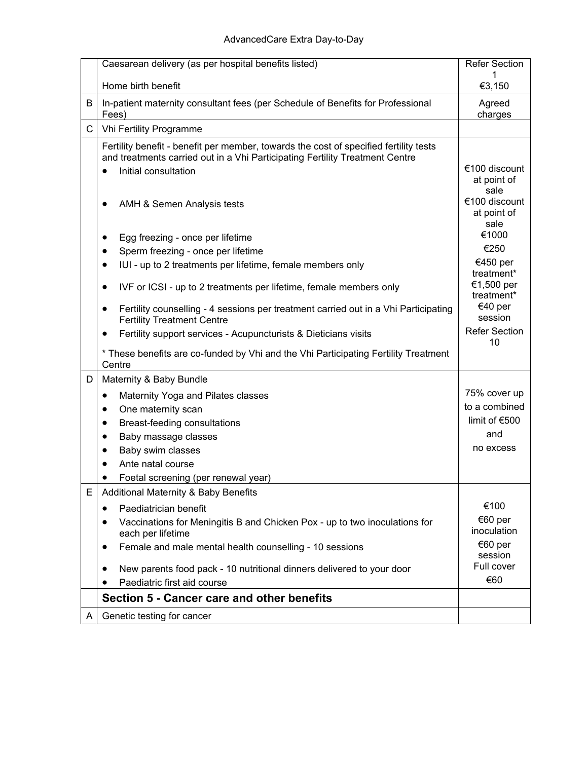| | | |
|---|---|---|
| | Caesarean delivery (as per hospital benefits listed)<br><br>Home birth benefit | Refer Section 1<br>€3,150 |
| B | In-patient maternity consultant fees (per Schedule of Benefits for Professional Fees) | Agreed charges |
| C | Vhi Fertility Programme | |
| | Fertility benefit - benefit per member, towards the cost of specified fertility tests and treatments carried out in a Vhi Participating Fertility Treatment Centre<br>• Initial consultation<br>• AMH & Semen Analysis tests<br>• Egg freezing - once per lifetime<br>• Sperm freezing - once per lifetime<br>• IUI - up to 2 treatments per lifetime, female members only<br>• IVF or ICSI - up to 2 treatments per lifetime, female members only<br>• Fertility counselling - 4 sessions per treatment carried out in a Vhi Participating Fertility Treatment Centre<br>• Fertility support services - Acupuncturists & Dieticians visits<br><br>* These benefits are co-funded by Vhi and the Vhi Participating Fertility Treatment Centre | <br><br>€100 discount at point of sale<br>€100 discount at point of sale<br>€1000<br>€250<br>€450 per treatment*<br>€1,500 per treatment*<br>€40 per session<br>Refer Section 10 |
| D | Maternity & Baby Bundle<br>• Maternity Yoga and Pilates classes<br>• One maternity scan<br>• Breast-feeding consultations<br>• Baby massage classes<br>• Baby swim classes<br>• Ante natal course<br>• Foetal screening (per renewal year) | 75% cover up to a combined limit of €500 and no excess |
| E | Additional Maternity & Baby Benefits<br>• Paediatrician benefit<br>• Vaccinations for Meningitis B and Chicken Pox - up to two inoculations for each per lifetime<br>• Female and male mental health counselling - 10 sessions<br>• New parents food pack - 10 nutritional dinners delivered to your door<br>• Paediatric first aid course | <br>€100<br>€60 per inoculation<br>€60 per session<br>Full cover<br>€60 |
| | **Section 5 - Cancer care and other benefits** | |
| A | Genetic testing for cancer | |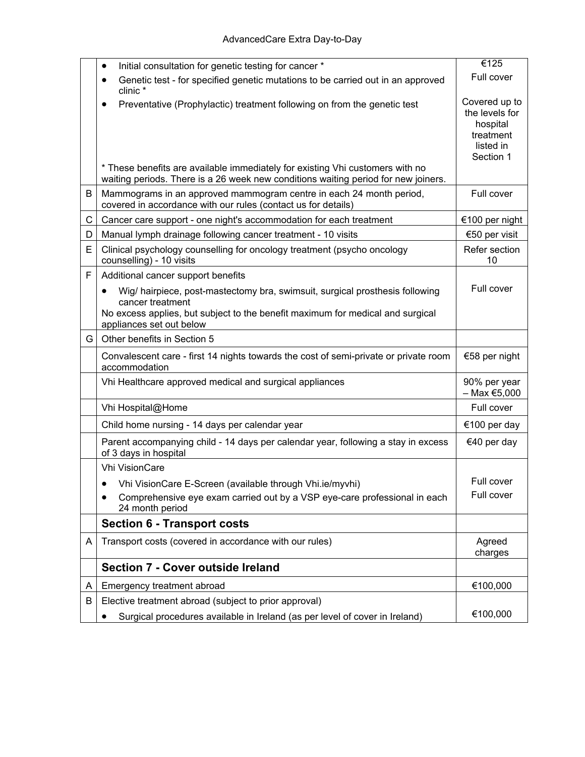| | | |
|---|---|---|
| | • Initial consultation for genetic testing for cancer * <br> • Genetic test - for specified genetic mutations to be carried out in an approved clinic * <br> • Preventative (Prophylactic) treatment following on from the genetic test <br> * These benefits are available immediately for existing Vhi customers with no waiting periods. There is a 26 week new conditions waiting period for new joiners. | €125 <br> Full cover <br> Covered up to the levels for hospital treatment listed in Section 1 |
| B | Mammograms in an approved mammogram centre in each 24 month period, covered in accordance with our rules (contact us for details) | Full cover |
| C | Cancer care support - one night's accommodation for each treatment | €100 per night |
| D | Manual lymph drainage following cancer treatment - 10 visits | €50 per visit |
| E | Clinical psychology counselling for oncology treatment (psycho oncology counselling) - 10 visits | Refer section 10 |
| F | Additional cancer support benefits <br> • Wig/ hairpiece, post-mastectomy bra, swimsuit, surgical prosthesis following cancer treatment <br> No excess applies, but subject to the benefit maximum for medical and surgical appliances set out below | Full cover |
| G | Other benefits in Section 5 | |
| | Convalescent care - first 14 nights towards the cost of semi-private or private room accommodation | €58 per night |
| | Vhi Healthcare approved medical and surgical appliances | 90% per year – Max €5,000 |
| | Vhi Hospital@Home | Full cover |
| | Child home nursing - 14 days per calendar year | €100 per day |
| | Parent accompanying child - 14 days per calendar year, following a stay in excess of 3 days in hospital | €40 per day |
| | Vhi VisionCare <br> • Vhi VisionCare E-Screen (available through Vhi.ie/myvhi) <br> • Comprehensive eye exam carried out by a VSP eye-care professional in each 24 month period | <br> Full cover <br> Full cover |
| | **Section 6 - Transport costs** | |
| A | Transport costs (covered in accordance with our rules) | Agreed charges |
| | **Section 7 - Cover outside Ireland** | |
| A | Emergency treatment abroad | €100,000 |
| B | Elective treatment abroad (subject to prior approval) <br> • Surgical procedures available in Ireland (as per level of cover in Ireland) | <br> €100,000 |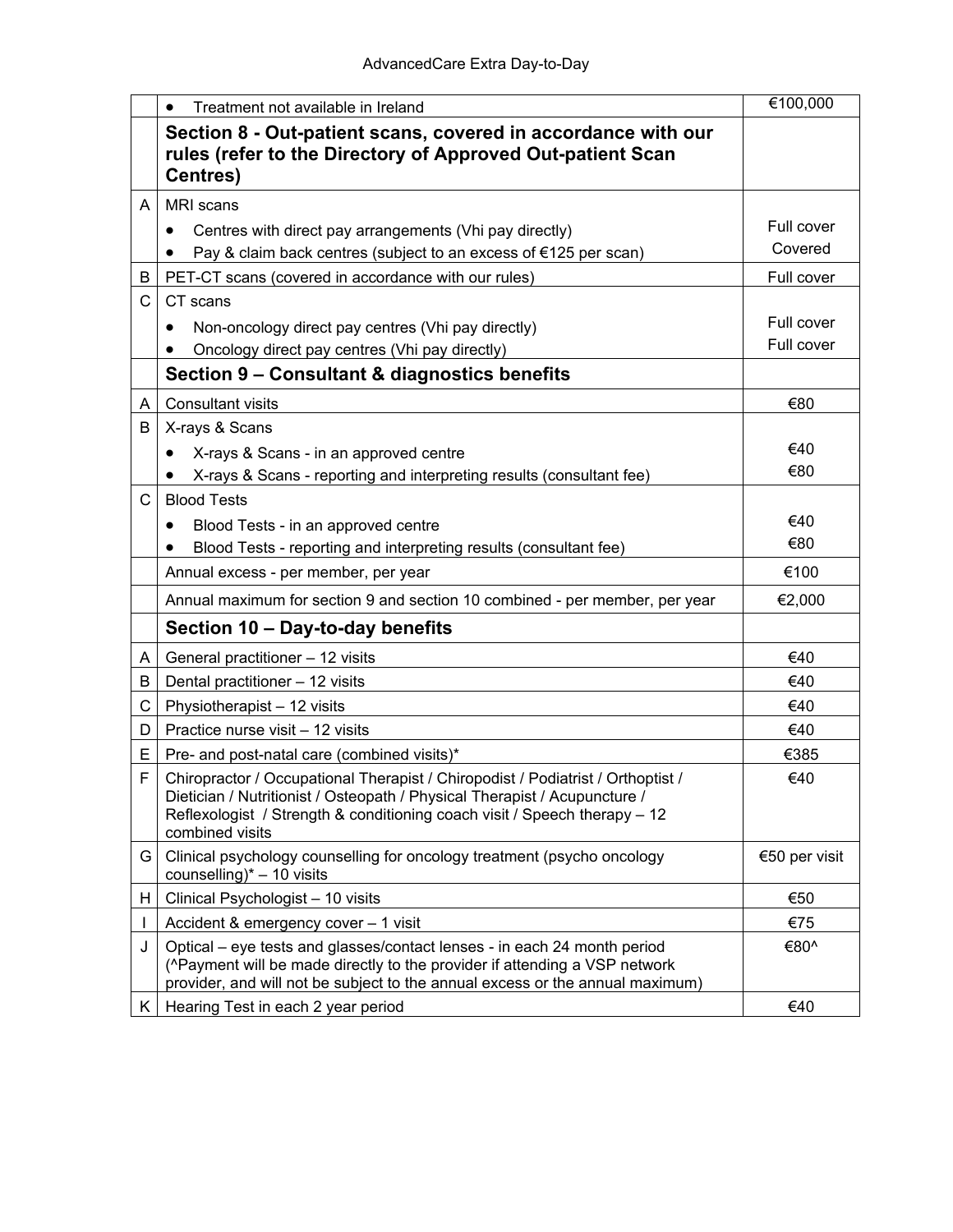| | | |
|---|---|---|
| | • Treatment not available in Ireland | €100,000 |
| | **Section 8 - Out-patient scans, covered in accordance with our rules (refer to the Directory of Approved Out-patient Scan Centres)** | |
| A | MRI scans<br>• Centres with direct pay arrangements (Vhi pay directly)<br>• Pay & claim back centres (subject to an excess of €125 per scan) | <br>Full cover<br>Covered |
| B | PET-CT scans (covered in accordance with our rules) | Full cover |
| C | CT scans<br>• Non-oncology direct pay centres (Vhi pay directly)<br>• Oncology direct pay centres (Vhi pay directly) | <br>Full cover<br>Full cover |
| | **Section 9 – Consultant & diagnostics benefits** | |
| A | Consultant visits | €80 |
| B | X-rays & Scans<br>• X-rays & Scans - in an approved centre<br>• X-rays & Scans - reporting and interpreting results (consultant fee) | <br>€40<br>€80 |
| C | Blood Tests<br>• Blood Tests - in an approved centre<br>• Blood Tests - reporting and interpreting results (consultant fee) | <br>€40<br>€80 |
| | Annual excess - per member, per year | €100 |
| | Annual maximum for section 9 and section 10 combined - per member, per year | €2,000 |
| | **Section 10 – Day-to-day benefits** | |
| A | General practitioner – 12 visits | €40 |
| B | Dental practitioner – 12 visits | €40 |
| C | Physiotherapist – 12 visits | €40 |
| D | Practice nurse visit – 12 visits | €40 |
| E | Pre- and post-natal care (combined visits)* | €385 |
| F | Chiropractor / Occupational Therapist / Chiropodist / Podiatrist / Orthoptist / Dietician / Nutritionist / Osteopath / Physical Therapist / Acupuncture / Reflexologist / Strength & conditioning coach visit / Speech therapy – 12 combined visits | €40 |
| G | Clinical psychology counselling for oncology treatment (psycho oncology counselling)* – 10 visits | €50 per visit |
| H | Clinical Psychologist – 10 visits | €50 |
| I | Accident & emergency cover – 1 visit | €75 |
| J | Optical – eye tests and glasses/contact lenses - in each 24 month period (^Payment will be made directly to the provider if attending a VSP network provider, and will not be subject to the annual excess or the annual maximum) | €80^ |
| K | Hearing Test in each 2 year period | €40 |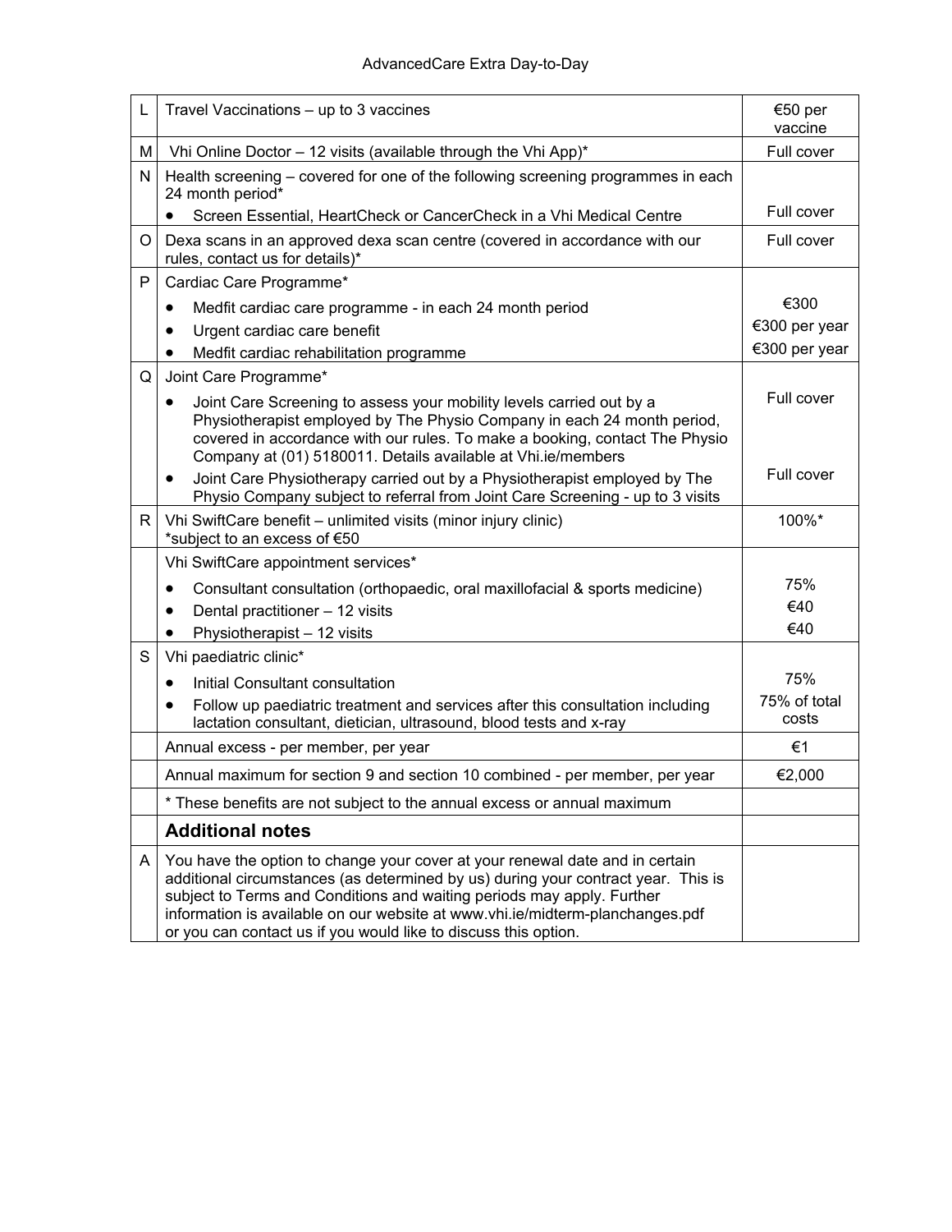| | | |
|---|---|---|
| L | Travel Vaccinations – up to 3 vaccines | €50 per vaccine |
| M | Vhi Online Doctor – 12 visits (available through the Vhi App)* | Full cover |
| N | Health screening – covered for one of the following screening programmes in each 24 month period*<br>• Screen Essential, HeartCheck or CancerCheck in a Vhi Medical Centre | Full cover |
| O | Dexa scans in an approved dexa scan centre (covered in accordance with our rules, contact us for details)* | Full cover |
| P | Cardiac Care Programme*<br>• Medfit cardiac care programme - in each 24 month period<br>• Urgent cardiac care benefit<br>• Medfit cardiac rehabilitation programme | €300<br>€300 per year<br>€300 per year |
| Q | Joint Care Programme*<br>• Joint Care Screening to assess your mobility levels carried out by a Physiotherapist employed by The Physio Company in each 24 month period, covered in accordance with our rules. To make a booking, contact The Physio Company at (01) 5180011. Details available at Vhi.ie/members<br>• Joint Care Physiotherapy carried out by a Physiotherapist employed by The Physio Company subject to referral from Joint Care Screening - up to 3 visits | Full cover<br><br>Full cover |
| R | Vhi SwiftCare benefit – unlimited visits (minor injury clinic)<br>*subject to an excess of €50 | 100%* |
| | Vhi SwiftCare appointment services*<br>• Consultant consultation (orthopaedic, oral maxillofacial & sports medicine)<br>• Dental practitioner – 12 visits<br>• Physiotherapist – 12 visits | 75%<br>€40<br>€40 |
| S | Vhi paediatric clinic*<br>• Initial Consultant consultation<br>• Follow up paediatric treatment and services after this consultation including lactation consultant, dietician, ultrasound, blood tests and x-ray | 75%<br>75% of total costs |
| | Annual excess - per member, per year | €1 |
| | Annual maximum for section 9 and section 10 combined - per member, per year | €2,000 |
| | * These benefits are not subject to the annual excess or annual maximum | |
| | **Additional notes** | |
| A | You have the option to change your cover at your renewal date and in certain additional circumstances (as determined by us) during your contract year. This is subject to Terms and Conditions and waiting periods may apply. Further information is available on our website at www.vhi.ie/midterm-planchanges.pdf or you can contact us if you would like to discuss this option. | |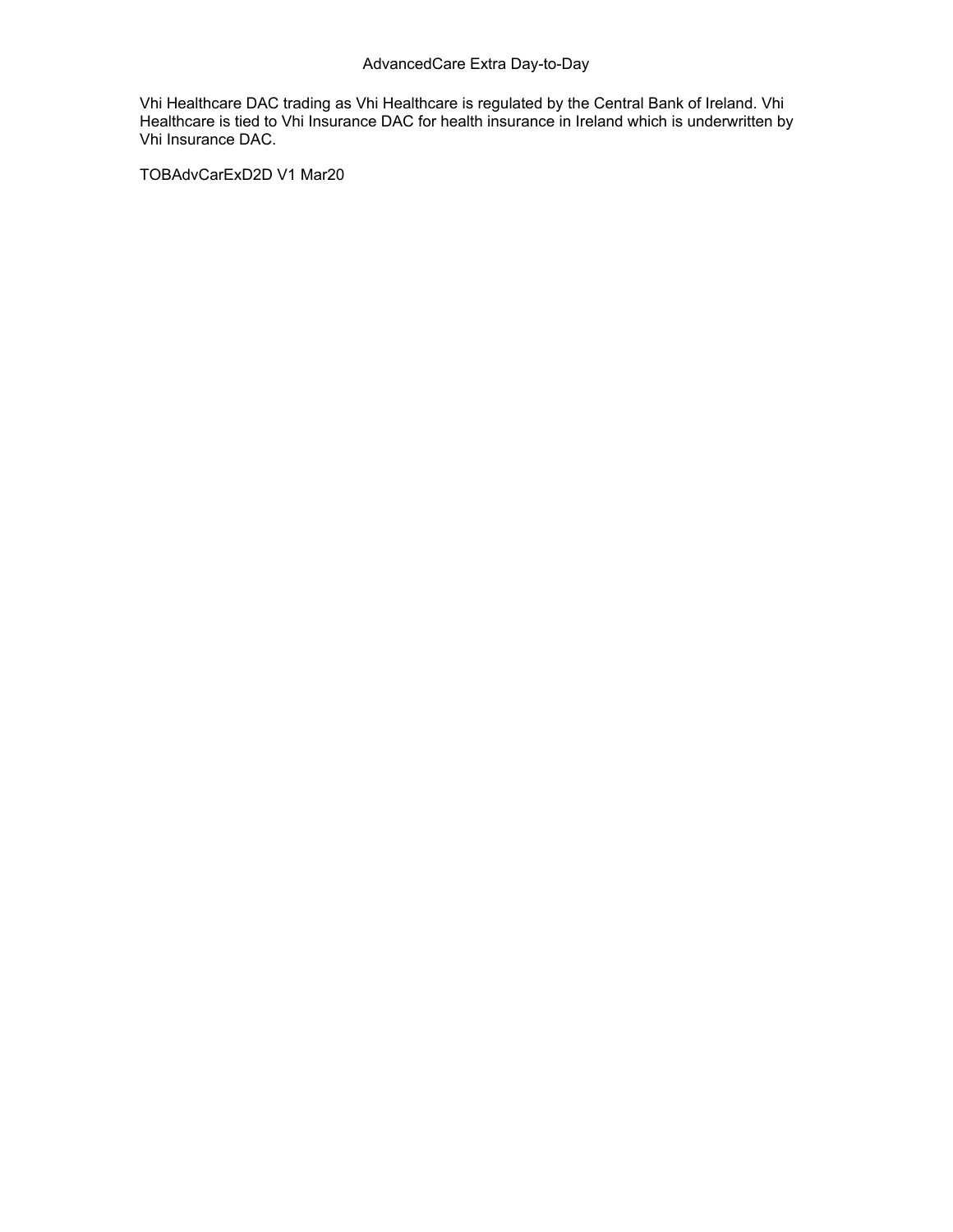AdvancedCare Extra Day-to-Day

Vhi Healthcare DAC trading as Vhi Healthcare is regulated by the Central Bank of Ireland. Vhi Healthcare is tied to Vhi Insurance DAC for health insurance in Ireland which is underwritten by Vhi Insurance DAC.

TOBAdvCarExD2D V1 Mar20